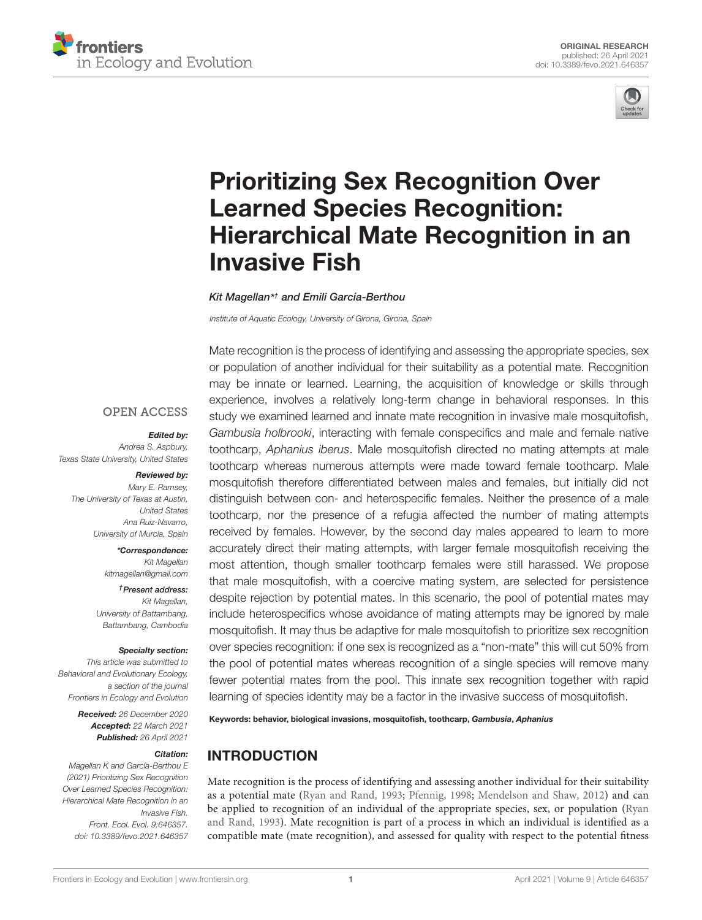ORIGINAL RESEARCH
published: 26 April 2021
doi: 10.3389/fevo.2021.646357

# Prioritizing Sex Recognition Over Learned Species Recognition: Hierarchical Mate Recognition in an Invasive Fish

*Kit Magellan*\*† and Emili García-Berthou*

*Institute of Aquatic Ecology, University of Girona, Girona, Spain*

Mate recognition is the process of identifying and assessing the appropriate species, sex or population of another individual for their suitability as a potential mate. Recognition may be innate or learned. Learning, the acquisition of knowledge or skills through experience, involves a relatively long-term change in behavioral responses. In this study we examined learned and innate mate recognition in invasive male mosquitofish, *Gambusia holbrooki*, interacting with female conspecifics and male and female native toothcarp, *Aphanius iberus*. Male mosquitofish directed no mating attempts at male toothcarp whereas numerous attempts were made toward female toothcarp. Male mosquitofish therefore differentiated between males and females, but initially did not distinguish between con- and heterospecific females. Neither the presence of a male toothcarp, nor the presence of a refugia affected the number of mating attempts received by females. However, by the second day males appeared to learn to more accurately direct their mating attempts, with larger female mosquitofish receiving the most attention, though smaller toothcarp females were still harassed. We propose that male mosquitofish, with a coercive mating system, are selected for persistence despite rejection by potential mates. In this scenario, the pool of potential mates may include heterospecifics whose avoidance of mating attempts may be ignored by male mosquitofish. It may thus be adaptive for male mosquitofish to prioritize sex recognition over species recognition: if one sex is recognized as a "non-mate" this will cut 50% from the pool of potential mates whereas recognition of a single species will remove many fewer potential mates from the pool. This innate sex recognition together with rapid learning of species identity may be a factor in the invasive success of mosquitofish.

**Keywords: behavior, biological invasions, mosquitofish, toothcarp, *Gambusia*, *Aphanius***

OPEN ACCESS

***Edited by:***
Andrea S. Aspbury,
Texas State University, United States

***Reviewed by:***
Mary E. Ramsey,
The University of Texas at Austin, United States
Ana Ruiz-Navarro,
University of Murcia, Spain

***\*Correspondence:***
Kit Magellan
kitmagellan@gmail.com

***†Present address:***
Kit Magellan,
University of Battambang, Battambang, Cambodia

***Specialty section:***
This article was submitted to Behavioral and Evolutionary Ecology, a section of the journal Frontiers in Ecology and Evolution

***Received:*** 26 December 2020
***Accepted:*** 22 March 2021
***Published:*** 26 April 2021

***Citation:***
Magellan K and García-Berthou E (2021) Prioritizing Sex Recognition Over Learned Species Recognition: Hierarchical Mate Recognition in an Invasive Fish. Front. Ecol. Evol. 9:646357. doi: 10.3389/fevo.2021.646357

## INTRODUCTION

Mate recognition is the process of identifying and assessing another individual for their suitability as a potential mate (Ryan and Rand, 1993; Pfennig, 1998; Mendelson and Shaw, 2012) and can be applied to recognition of an individual of the appropriate species, sex, or population (Ryan and Rand, 1993). Mate recognition is part of a process in which an individual is identified as a compatible mate (mate recognition), and assessed for quality with respect to the potential fitness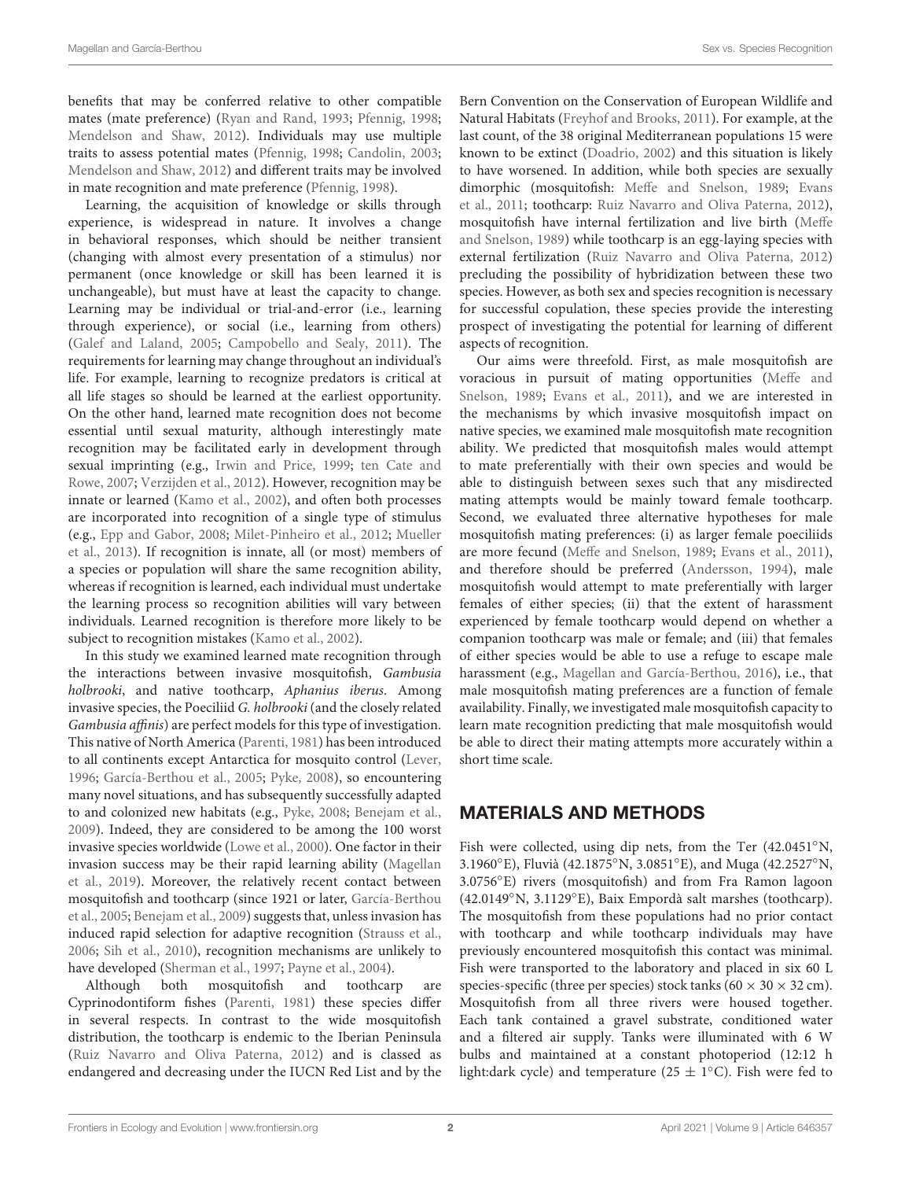benefits that may be conferred relative to other compatible mates (mate preference) (Ryan and Rand, 1993; Pfennig, 1998; Mendelson and Shaw, 2012). Individuals may use multiple traits to assess potential mates (Pfennig, 1998; Candolin, 2003; Mendelson and Shaw, 2012) and different traits may be involved in mate recognition and mate preference (Pfennig, 1998).

Learning, the acquisition of knowledge or skills through experience, is widespread in nature. It involves a change in behavioral responses, which should be neither transient (changing with almost every presentation of a stimulus) nor permanent (once knowledge or skill has been learned it is unchangeable), but must have at least the capacity to change. Learning may be individual or trial-and-error (i.e., learning through experience), or social (i.e., learning from others) (Galef and Laland, 2005; Campobello and Sealy, 2011). The requirements for learning may change throughout an individual's life. For example, learning to recognize predators is critical at all life stages so should be learned at the earliest opportunity. On the other hand, learned mate recognition does not become essential until sexual maturity, although interestingly mate recognition may be facilitated early in development through sexual imprinting (e.g., Irwin and Price, 1999; ten Cate and Rowe, 2007; Verzijden et al., 2012). However, recognition may be innate or learned (Kamo et al., 2002), and often both processes are incorporated into recognition of a single type of stimulus (e.g., Epp and Gabor, 2008; Milet-Pinheiro et al., 2012; Mueller et al., 2013). If recognition is innate, all (or most) members of a species or population will share the same recognition ability, whereas if recognition is learned, each individual must undertake the learning process so recognition abilities will vary between individuals. Learned recognition is therefore more likely to be subject to recognition mistakes (Kamo et al., 2002).

In this study we examined learned mate recognition through the interactions between invasive mosquitofish, *Gambusia holbrooki*, and native toothcarp, *Aphanius iberus*. Among invasive species, the Poeciliid *G. holbrooki* (and the closely related *Gambusia affinis*) are perfect models for this type of investigation. This native of North America (Parenti, 1981) has been introduced to all continents except Antarctica for mosquito control (Lever, 1996; García-Berthou et al., 2005; Pyke, 2008), so encountering many novel situations, and has subsequently successfully adapted to and colonized new habitats (e.g., Pyke, 2008; Benejam et al., 2009). Indeed, they are considered to be among the 100 worst invasive species worldwide (Lowe et al., 2000). One factor in their invasion success may be their rapid learning ability (Magellan et al., 2019). Moreover, the relatively recent contact between mosquitofish and toothcarp (since 1921 or later, García-Berthou et al., 2005; Benejam et al., 2009) suggests that, unless invasion has induced rapid selection for adaptive recognition (Strauss et al., 2006; Sih et al., 2010), recognition mechanisms are unlikely to have developed (Sherman et al., 1997; Payne et al., 2004).

Although both mosquitofish and toothcarp are Cyprinodontiform fishes (Parenti, 1981) these species differ in several respects. In contrast to the wide mosquitofish distribution, the toothcarp is endemic to the Iberian Peninsula (Ruiz Navarro and Oliva Paterna, 2012) and is classed as endangered and decreasing under the IUCN Red List and by the Bern Convention on the Conservation of European Wildlife and Natural Habitats (Freyhof and Brooks, 2011). For example, at the last count, of the 38 original Mediterranean populations 15 were known to be extinct (Doadrio, 2002) and this situation is likely to have worsened. In addition, while both species are sexually dimorphic (mosquitofish: Meffe and Snelson, 1989; Evans et al., 2011; toothcarp: Ruiz Navarro and Oliva Paterna, 2012), mosquitofish have internal fertilization and live birth (Meffe and Snelson, 1989) while toothcarp is an egg-laying species with external fertilization (Ruiz Navarro and Oliva Paterna, 2012) precluding the possibility of hybridization between these two species. However, as both sex and species recognition is necessary for successful copulation, these species provide the interesting prospect of investigating the potential for learning of different aspects of recognition.

Our aims were threefold. First, as male mosquitofish are voracious in pursuit of mating opportunities (Meffe and Snelson, 1989; Evans et al., 2011), and we are interested in the mechanisms by which invasive mosquitofish impact on native species, we examined male mosquitofish mate recognition ability. We predicted that mosquitofish males would attempt to mate preferentially with their own species and would be able to distinguish between sexes such that any misdirected mating attempts would be mainly toward female toothcarp. Second, we evaluated three alternative hypotheses for male mosquitofish mating preferences: (i) as larger female poeciliids are more fecund (Meffe and Snelson, 1989; Evans et al., 2011), and therefore should be preferred (Andersson, 1994), male mosquitofish would attempt to mate preferentially with larger females of either species; (ii) that the extent of harassment experienced by female toothcarp would depend on whether a companion toothcarp was male or female; and (iii) that females of either species would be able to use a refuge to escape male harassment (e.g., Magellan and García-Berthou, 2016), i.e., that male mosquitofish mating preferences are a function of female availability. Finally, we investigated male mosquitofish capacity to learn mate recognition predicting that male mosquitofish would be able to direct their mating attempts more accurately within a short time scale.

## MATERIALS AND METHODS

Fish were collected, using dip nets, from the Ter (42.0451°N, 3.1960°E), Fluvià (42.1875°N, 3.0851°E), and Muga (42.2527°N, 3.0756°E) rivers (mosquitofish) and from Fra Ramon lagoon (42.0149°N, 3.1129°E), Baix Empordà salt marshes (toothcarp). The mosquitofish from these populations had no prior contact with toothcarp and while toothcarp individuals may have previously encountered mosquitofish this contact was minimal. Fish were transported to the laboratory and placed in six 60 L species-specific (three per species) stock tanks ($60 \times 30 \times 32$ cm). Mosquitofish from all three rivers were housed together. Each tank contained a gravel substrate, conditioned water and a filtered air supply. Tanks were illuminated with 6 W bulbs and maintained at a constant photoperiod (12:12 h light:dark cycle) and temperature ($25 \pm 1$°C). Fish were fed to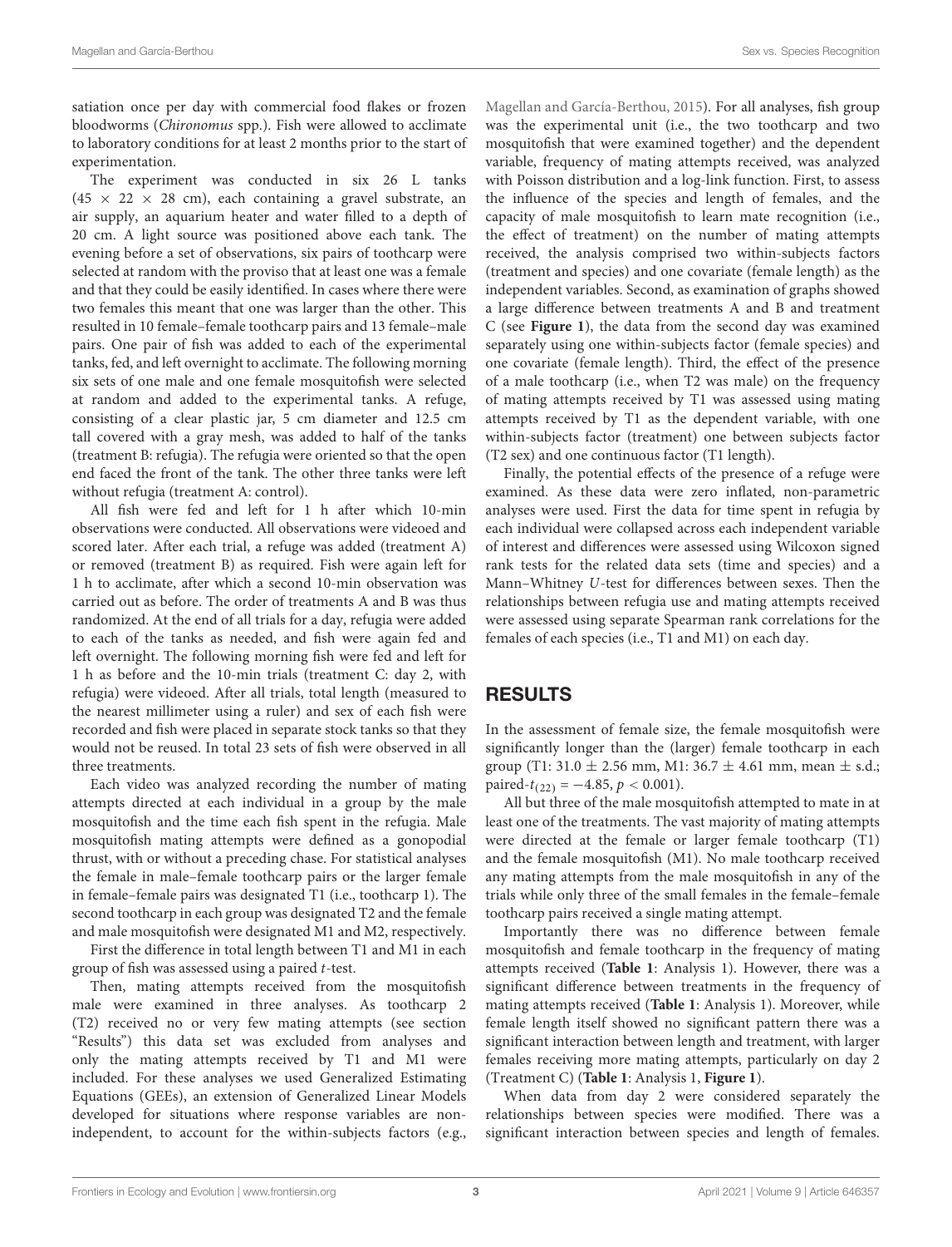satiation once per day with commercial food flakes or frozen bloodworms (*Chironomus* spp.). Fish were allowed to acclimate to laboratory conditions for at least 2 months prior to the start of experimentation.

The experiment was conducted in six 26 L tanks ($45 \times 22 \times 28$ cm), each containing a gravel substrate, an air supply, an aquarium heater and water filled to a depth of 20 cm. A light source was positioned above each tank. The evening before a set of observations, six pairs of toothcarp were selected at random with the proviso that at least one was a female and that they could be easily identified. In cases where there were two females this meant that one was larger than the other. This resulted in 10 female–female toothcarp pairs and 13 female–male pairs. One pair of fish was added to each of the experimental tanks, fed, and left overnight to acclimate. The following morning six sets of one male and one female mosquitofish were selected at random and added to the experimental tanks. A refuge, consisting of a clear plastic jar, 5 cm diameter and 12.5 cm tall covered with a gray mesh, was added to half of the tanks (treatment B: refugia). The refugia were oriented so that the open end faced the front of the tank. The other three tanks were left without refugia (treatment A: control).

All fish were fed and left for 1 h after which 10-min observations were conducted. All observations were videoed and scored later. After each trial, a refuge was added (treatment A) or removed (treatment B) as required. Fish were again left for 1 h to acclimate, after which a second 10-min observation was carried out as before. The order of treatments A and B was thus randomized. At the end of all trials for a day, refugia were added to each of the tanks as needed, and fish were again fed and left overnight. The following morning fish were fed and left for 1 h as before and the 10-min trials (treatment C: day 2, with refugia) were videoed. After all trials, total length (measured to the nearest millimeter using a ruler) and sex of each fish were recorded and fish were placed in separate stock tanks so that they would not be reused. In total 23 sets of fish were observed in all three treatments.

Each video was analyzed recording the number of mating attempts directed at each individual in a group by the male mosquitofish and the time each fish spent in the refugia. Male mosquitofish mating attempts were defined as a gonopodial thrust, with or without a preceding chase. For statistical analyses the female in male–female toothcarp pairs or the larger female in female–female pairs was designated T1 (i.e., toothcarp 1). The second toothcarp in each group was designated T2 and the female and male mosquitofish were designated M1 and M2, respectively.

First the difference in total length between T1 and M1 in each group of fish was assessed using a paired *t*-test.

Then, mating attempts received from the mosquitofish male were examined in three analyses. As toothcarp 2 (T2) received no or very few mating attempts (see section "Results") this data set was excluded from analyses and only the mating attempts received by T1 and M1 were included. For these analyses we used Generalized Estimating Equations (GEEs), an extension of Generalized Linear Models developed for situations where response variables are non-independent, to account for the within-subjects factors (e.g., Magellan and García-Berthou, 2015). For all analyses, fish group was the experimental unit (i.e., the two toothcarp and two mosquitofish that were examined together) and the dependent variable, frequency of mating attempts received, was analyzed with Poisson distribution and a log-link function. First, to assess the influence of the species and length of females, and the capacity of male mosquitofish to learn mate recognition (i.e., the effect of treatment) on the number of mating attempts received, the analysis comprised two within-subjects factors (treatment and species) and one covariate (female length) as the independent variables. Second, as examination of graphs showed a large difference between treatments A and B and treatment C (see **Figure 1**), the data from the second day was examined separately using one within-subjects factor (female species) and one covariate (female length). Third, the effect of the presence of a male toothcarp (i.e., when T2 was male) on the frequency of mating attempts received by T1 was assessed using mating attempts received by T1 as the dependent variable, with one within-subjects factor (treatment) one between subjects factor (T2 sex) and one continuous factor (T1 length).

Finally, the potential effects of the presence of a refuge were examined. As these data were zero inflated, non-parametric analyses were used. First the data for time spent in refugia by each individual were collapsed across each independent variable of interest and differences were assessed using Wilcoxon signed rank tests for the related data sets (time and species) and a Mann–Whitney *U*-test for differences between sexes. Then the relationships between refugia use and mating attempts received were assessed using separate Spearman rank correlations for the females of each species (i.e., T1 and M1) on each day.

## RESULTS

In the assessment of female size, the female mosquitofish were significantly longer than the (larger) female toothcarp in each group (T1: $31.0 \pm 2.56$ mm, M1: $36.7 \pm 4.61$ mm, mean $\pm$ s.d.; paired-$t_{(22)} = -4.85$, $p < 0.001$).

All but three of the male mosquitofish attempted to mate in at least one of the treatments. The vast majority of mating attempts were directed at the female or larger female toothcarp (T1) and the female mosquitofish (M1). No male toothcarp received any mating attempts from the male mosquitofish in any of the trials while only three of the small females in the female–female toothcarp pairs received a single mating attempt.

Importantly there was no difference between female mosquitofish and female toothcarp in the frequency of mating attempts received (**Table 1**: Analysis 1). However, there was a significant difference between treatments in the frequency of mating attempts received (**Table 1**: Analysis 1). Moreover, while female length itself showed no significant pattern there was a significant interaction between length and treatment, with larger females receiving more mating attempts, particularly on day 2 (Treatment C) (**Table 1**: Analysis 1, **Figure 1**).

When data from day 2 were considered separately the relationships between species were modified. There was a significant interaction between species and length of females.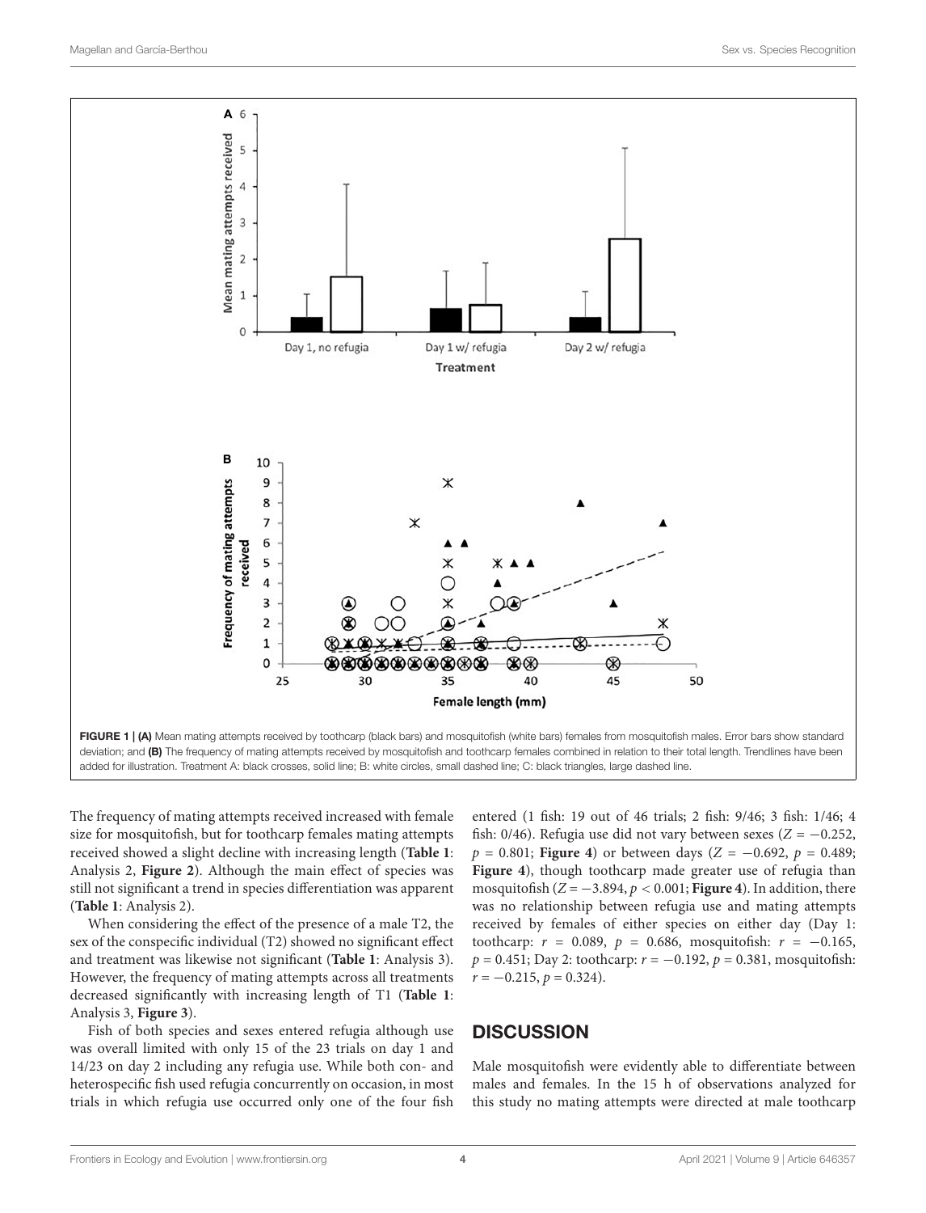FIGURE 1 | **(A)** Mean mating attempts received by toothcarp (black bars) and mosquitofish (white bars) females from mosquitofish males. Error bars show standard deviation; and **(B)** The frequency of mating attempts received by mosquitofish and toothcarp females combined in relation to their total length. Trendlines have been added for illustration. Treatment A: black crosses, solid line; B: white circles, small dashed line; C: black triangles, large dashed line.

The frequency of mating attempts received increased with female size for mosquitofish, but for toothcarp females mating attempts received showed a slight decline with increasing length (**Table 1**: Analysis 2, **Figure 2**). Although the main effect of species was still not significant a trend in species differentiation was apparent (**Table 1**: Analysis 2).

When considering the effect of the presence of a male T2, the sex of the conspecific individual (T2) showed no significant effect and treatment was likewise not significant (**Table 1**: Analysis 3). However, the frequency of mating attempts across all treatments decreased significantly with increasing length of T1 (**Table 1**: Analysis 3, **Figure 3**).

Fish of both species and sexes entered refugia although use was overall limited with only 15 of the 23 trials on day 1 and 14/23 on day 2 including any refugia use. While both con- and heterospecific fish used refugia concurrently on occasion, in most trials in which refugia use occurred only one of the four fish entered (1 fish: 19 out of 46 trials; 2 fish: 9/46; 3 fish: 1/46; 4 fish: 0/46). Refugia use did not vary between sexes ($Z = -0.252$, $p = 0.801$; **Figure 4**) or between days ($Z = -0.692$, $p = 0.489$; **Figure 4**), though toothcarp made greater use of refugia than mosquitofish ($Z = -3.894$, $p < 0.001$; **Figure 4**). In addition, there was no relationship between refugia use and mating attempts received by females of either species on either day (Day 1: toothcarp: $r = 0.089$, $p = 0.686$, mosquitofish: $r = -0.165$, $p = 0.451$; Day 2: toothcarp: $r = -0.192$, $p = 0.381$, mosquitofish: $r = -0.215$, $p = 0.324$).

## DISCUSSION

Male mosquitofish were evidently able to differentiate between males and females. In the 15 h of observations analyzed for this study no mating attempts were directed at male toothcarp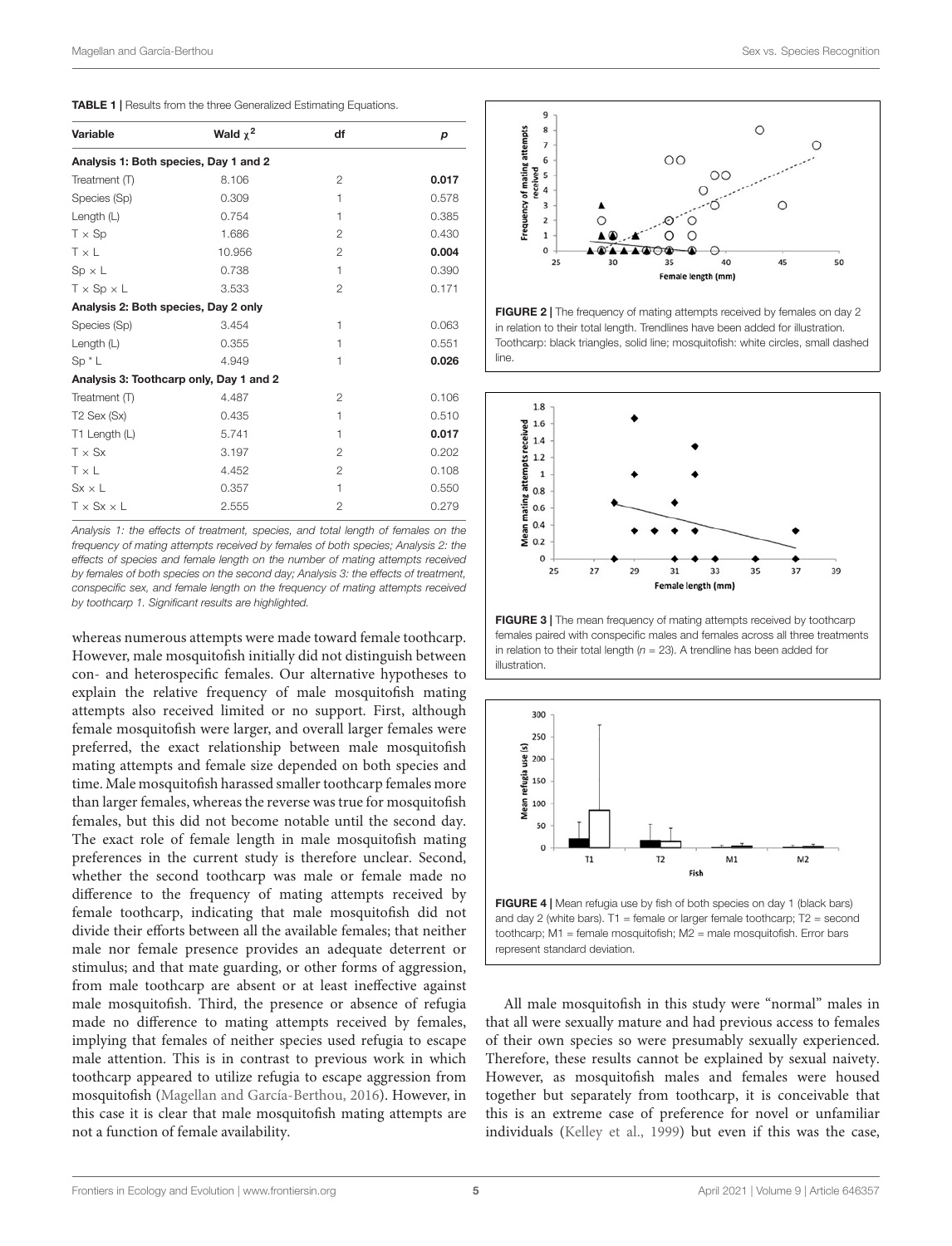**TABLE 1** | Results from the three Generalized Estimating Equations.

| Variable | Wald $\chi^2$ | df | p |
|---|---|---|---|
| **Analysis 1: Both species, Day 1 and 2** | | | |
| Treatment (T) | 8.106 | 2 | **0.017** |
| Species (Sp) | 0.309 | 1 | 0.578 |
| Length (L) | 0.754 | 1 | 0.385 |
| T × Sp | 1.686 | 2 | 0.430 |
| T × L | 10.956 | 2 | **0.004** |
| Sp × L | 0.738 | 1 | 0.390 |
| T × Sp × L | 3.533 | 2 | 0.171 |
| **Analysis 2: Both species, Day 2 only** | | | |
| Species (Sp) | 3.454 | 1 | 0.063 |
| Length (L) | 0.355 | 1 | 0.551 |
| Sp * L | 4.949 | 1 | **0.026** |
| **Analysis 3: Toothcarp only, Day 1 and 2** | | | |
| Treatment (T) | 4.487 | 2 | 0.106 |
| T2 Sex (Sx) | 0.435 | 1 | 0.510 |
| T1 Length (L) | 5.741 | 1 | **0.017** |
| T × Sx | 3.197 | 2 | 0.202 |
| T × L | 4.452 | 2 | 0.108 |
| Sx × L | 0.357 | 1 | 0.550 |
| T × Sx × L | 2.555 | 2 | 0.279 |

*Analysis 1: the effects of treatment, species, and total length of females on the frequency of mating attempts received by females of both species; Analysis 2: the effects of species and female length on the number of mating attempts received by females of both species on the second day; Analysis 3: the effects of treatment, conspecific sex, and female length on the frequency of mating attempts received by toothcarp 1. Significant results are highlighted.*

whereas numerous attempts were made toward female toothcarp. However, male mosquitofish initially did not distinguish between con- and heterospecific females. Our alternative hypotheses to explain the relative frequency of male mosquitofish mating attempts also received limited or no support. First, although female mosquitofish were larger, and overall larger females were preferred, the exact relationship between male mosquitofish mating attempts and female size depended on both species and time. Male mosquitofish harassed smaller toothcarp females more than larger females, whereas the reverse was true for mosquitofish females, but this did not become notable until the second day. The exact role of female length in male mosquitofish mating preferences in the current study is therefore unclear. Second, whether the second toothcarp was male or female made no difference to the frequency of mating attempts received by female toothcarp, indicating that male mosquitofish did not divide their efforts between all the available females; that neither male nor female presence provides an adequate deterrent or stimulus; and that mate guarding, or other forms of aggression, from male toothcarp are absent or at least ineffective against male mosquitofish. Third, the presence or absence of refugia made no difference to mating attempts received by females, implying that females of neither species used refugia to escape male attention. This is in contrast to previous work in which toothcarp appeared to utilize refugia to escape aggression from mosquitofish (Magellan and García-Berthou, 2016). However, in this case it is clear that male mosquitofish mating attempts are not a function of female availability.

**FIGURE 2** | The frequency of mating attempts received by females on day 2 in relation to their total length. Trendlines have been added for illustration. Toothcarp: black triangles, solid line; mosquitofish: white circles, small dashed line.

**FIGURE 3** | The mean frequency of mating attempts received by toothcarp females paired with conspecific males and females across all three treatments in relation to their total length ($n = 23$). A trendline has been added for illustration.

**FIGURE 4** | Mean refugia use by fish of both species on day 1 (black bars) and day 2 (white bars). T1 = female or larger female toothcarp; T2 = second toothcarp; M1 = female mosquitofish; M2 = male mosquitofish. Error bars represent standard deviation.

All male mosquitofish in this study were "normal" males in that all were sexually mature and had previous access to females of their own species so were presumably sexually experienced. Therefore, these results cannot be explained by sexual naivety. However, as mosquitofish males and females were housed together but separately from toothcarp, it is conceivable that this is an extreme case of preference for novel or unfamiliar individuals (Kelley et al., 1999) but even if this was the case,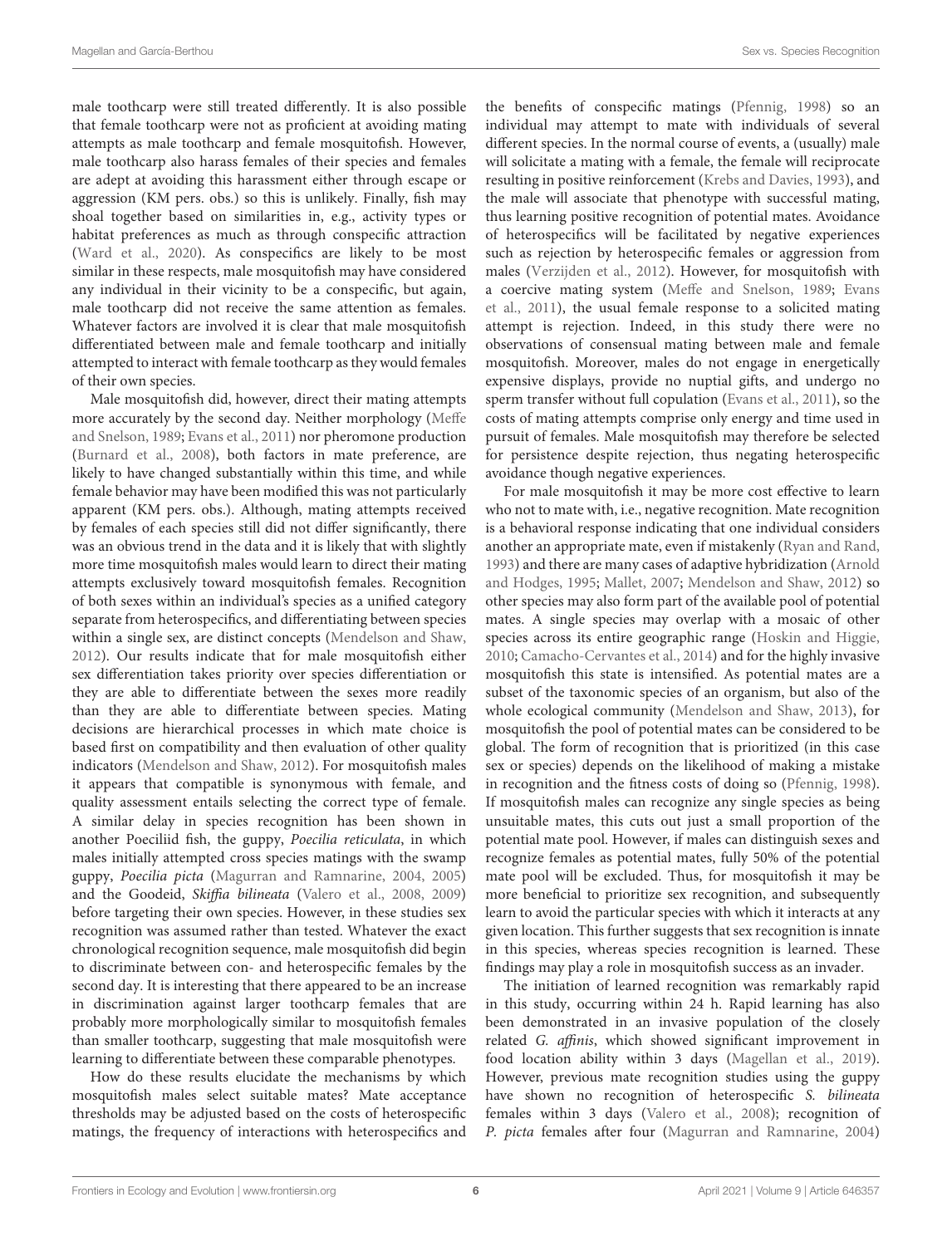male toothcarp were still treated differently. It is also possible that female toothcarp were not as proficient at avoiding mating attempts as male toothcarp and female mosquitofish. However, male toothcarp also harass females of their species and females are adept at avoiding this harassment either through escape or aggression (KM pers. obs.) so this is unlikely. Finally, fish may shoal together based on similarities in, e.g., activity types or habitat preferences as much as through conspecific attraction (Ward et al., 2020). As conspecifics are likely to be most similar in these respects, male mosquitofish may have considered any individual in their vicinity to be a conspecific, but again, male toothcarp did not receive the same attention as females. Whatever factors are involved it is clear that male mosquitofish differentiated between male and female toothcarp and initially attempted to interact with female toothcarp as they would females of their own species.

Male mosquitofish did, however, direct their mating attempts more accurately by the second day. Neither morphology (Meffe and Snelson, 1989; Evans et al., 2011) nor pheromone production (Burnard et al., 2008), both factors in mate preference, are likely to have changed substantially within this time, and while female behavior may have been modified this was not particularly apparent (KM pers. obs.). Although, mating attempts received by females of each species still did not differ significantly, there was an obvious trend in the data and it is likely that with slightly more time mosquitofish males would learn to direct their mating attempts exclusively toward mosquitofish females. Recognition of both sexes within an individual's species as a unified category separate from heterospecifics, and differentiating between species within a single sex, are distinct concepts (Mendelson and Shaw, 2012). Our results indicate that for male mosquitofish either sex differentiation takes priority over species differentiation or they are able to differentiate between the sexes more readily than they are able to differentiate between species. Mating decisions are hierarchical processes in which mate choice is based first on compatibility and then evaluation of other quality indicators (Mendelson and Shaw, 2012). For mosquitofish males it appears that compatible is synonymous with female, and quality assessment entails selecting the correct type of female. A similar delay in species recognition has been shown in another Poeciliid fish, the guppy, *Poecilia reticulata*, in which males initially attempted cross species matings with the swamp guppy, *Poecilia picta* (Magurran and Ramnarine, 2004, 2005) and the Goodeid, *Skiffia bilineata* (Valero et al., 2008, 2009) before targeting their own species. However, in these studies sex recognition was assumed rather than tested. Whatever the exact chronological recognition sequence, male mosquitofish did begin to discriminate between con- and heterospecific females by the second day. It is interesting that there appeared to be an increase in discrimination against larger toothcarp females that are probably more morphologically similar to mosquitofish females than smaller toothcarp, suggesting that male mosquitofish were learning to differentiate between these comparable phenotypes.

How do these results elucidate the mechanisms by which mosquitofish males select suitable mates? Mate acceptance thresholds may be adjusted based on the costs of heterospecific matings, the frequency of interactions with heterospecifics and the benefits of conspecific matings (Pfennig, 1998) so an individual may attempt to mate with individuals of several different species. In the normal course of events, a (usually) male will solicitate a mating with a female, the female will reciprocate resulting in positive reinforcement (Krebs and Davies, 1993), and the male will associate that phenotype with successful mating, thus learning positive recognition of potential mates. Avoidance of heterospecifics will be facilitated by negative experiences such as rejection by heterospecific females or aggression from males (Verzijden et al., 2012). However, for mosquitofish with a coercive mating system (Meffe and Snelson, 1989; Evans et al., 2011), the usual female response to a solicited mating attempt is rejection. Indeed, in this study there were no observations of consensual mating between male and female mosquitofish. Moreover, males do not engage in energetically expensive displays, provide no nuptial gifts, and undergo no sperm transfer without full copulation (Evans et al., 2011), so the costs of mating attempts comprise only energy and time used in pursuit of females. Male mosquitofish may therefore be selected for persistence despite rejection, thus negating heterospecific avoidance though negative experiences.

For male mosquitofish it may be more cost effective to learn who not to mate with, i.e., negative recognition. Mate recognition is a behavioral response indicating that one individual considers another an appropriate mate, even if mistakenly (Ryan and Rand, 1993) and there are many cases of adaptive hybridization (Arnold and Hodges, 1995; Mallet, 2007; Mendelson and Shaw, 2012) so other species may also form part of the available pool of potential mates. A single species may overlap with a mosaic of other species across its entire geographic range (Hoskin and Higgie, 2010; Camacho-Cervantes et al., 2014) and for the highly invasive mosquitofish this state is intensified. As potential mates are a subset of the taxonomic species of an organism, but also of the whole ecological community (Mendelson and Shaw, 2013), for mosquitofish the pool of potential mates can be considered to be global. The form of recognition that is prioritized (in this case sex or species) depends on the likelihood of making a mistake in recognition and the fitness costs of doing so (Pfennig, 1998). If mosquitofish males can recognize any single species as being unsuitable mates, this cuts out just a small proportion of the potential mate pool. However, if males can distinguish sexes and recognize females as potential mates, fully 50% of the potential mate pool will be excluded. Thus, for mosquitofish it may be more beneficial to prioritize sex recognition, and subsequently learn to avoid the particular species with which it interacts at any given location. This further suggests that sex recognition is innate in this species, whereas species recognition is learned. These findings may play a role in mosquitofish success as an invader.

The initiation of learned recognition was remarkably rapid in this study, occurring within 24 h. Rapid learning has also been demonstrated in an invasive population of the closely related *G. affinis*, which showed significant improvement in food location ability within 3 days (Magellan et al., 2019). However, previous mate recognition studies using the guppy have shown no recognition of heterospecific *S. bilineata* females within 3 days (Valero et al., 2008); recognition of *P. picta* females after four (Magurran and Ramnarine, 2004)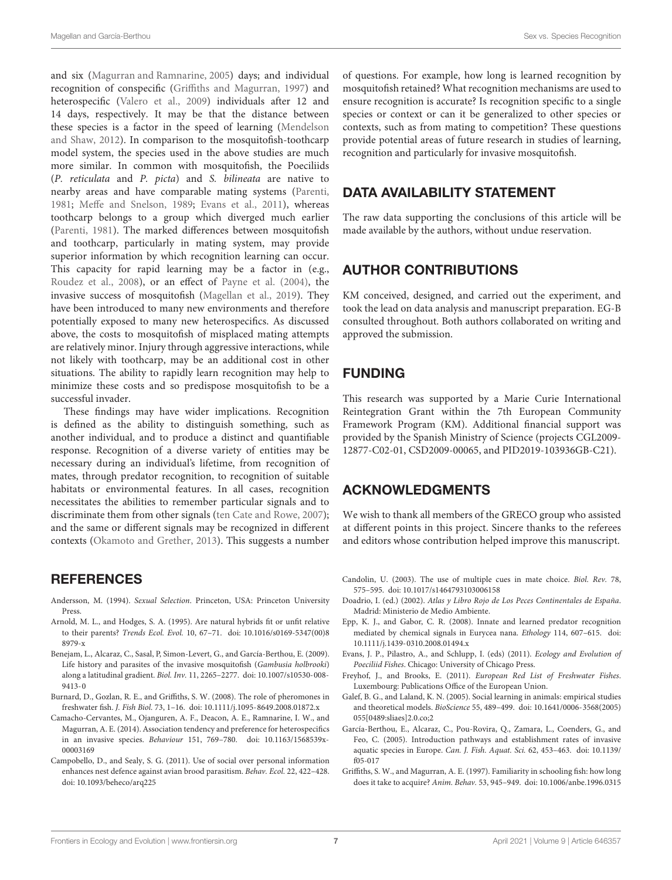and six (Magurran and Ramnarine, 2005) days; and individual recognition of conspecific (Griffiths and Magurran, 1997) and heterospecific (Valero et al., 2009) individuals after 12 and 14 days, respectively. It may be that the distance between these species is a factor in the speed of learning (Mendelson and Shaw, 2012). In comparison to the mosquitofish-toothcarp model system, the species used in the above studies are much more similar. In common with mosquitofish, the Poeciliids (*P. reticulata* and *P. picta*) and *S. bilineata* are native to nearby areas and have comparable mating systems (Parenti, 1981; Meffe and Snelson, 1989; Evans et al., 2011), whereas toothcarp belongs to a group which diverged much earlier (Parenti, 1981). The marked differences between mosquitofish and toothcarp, particularly in mating system, may provide superior information by which recognition learning can occur. This capacity for rapid learning may be a factor in (e.g., Roudez et al., 2008), or an effect of Payne et al. (2004), the invasive success of mosquitofish (Magellan et al., 2019). They have been introduced to many new environments and therefore potentially exposed to many new heterospecifics. As discussed above, the costs to mosquitofish of misplaced mating attempts are relatively minor. Injury through aggressive interactions, while not likely with toothcarp, may be an additional cost in other situations. The ability to rapidly learn recognition may help to minimize these costs and so predispose mosquitofish to be a successful invader.

These findings may have wider implications. Recognition is defined as the ability to distinguish something, such as another individual, and to produce a distinct and quantifiable response. Recognition of a diverse variety of entities may be necessary during an individual's lifetime, from recognition of mates, through predator recognition, to recognition of suitable habitats or environmental features. In all cases, recognition necessitates the abilities to remember particular signals and to discriminate them from other signals (ten Cate and Rowe, 2007); and the same or different signals may be recognized in different contexts (Okamoto and Grether, 2013). This suggests a number of questions. For example, how long is learned recognition by mosquitofish retained? What recognition mechanisms are used to ensure recognition is accurate? Is recognition specific to a single species or context or can it be generalized to other species or contexts, such as from mating to competition? These questions provide potential areas of future research in studies of learning, recognition and particularly for invasive mosquitofish.

## DATA AVAILABILITY STATEMENT

The raw data supporting the conclusions of this article will be made available by the authors, without undue reservation.

## AUTHOR CONTRIBUTIONS

KM conceived, designed, and carried out the experiment, and took the lead on data analysis and manuscript preparation. EG-B consulted throughout. Both authors collaborated on writing and approved the submission.

## FUNDING

This research was supported by a Marie Curie International Reintegration Grant within the 7th European Community Framework Program (KM). Additional financial support was provided by the Spanish Ministry of Science (projects CGL2009-12877-C02-01, CSD2009-00065, and PID2019-103936GB-C21).

## ACKNOWLEDGMENTS

We wish to thank all members of the GRECO group who assisted at different points in this project. Sincere thanks to the referees and editors whose contribution helped improve this manuscript.

## REFERENCES

Andersson, M. (1994). *Sexual Selection*. Princeton, USA: Princeton University Press.

Arnold, M. L., and Hodges, S. A. (1995). Are natural hybrids fit or unfit relative to their parents? *Trends Ecol. Evol.* 10, 67–71. doi: 10.1016/s0169-5347(00)88979-x

Benejam, L., Alcaraz, C., Sasal, P, Simon-Levert, G., and García-Berthou, E. (2009). Life history and parasites of the invasive mosquitofish (*Gambusia holbrooki*) along a latitudinal gradient. *Biol. Inv.* 11, 2265–2277. doi: 10.1007/s10530-008-9413-0

Burnard, D., Gozlan, R. E., and Griffiths, S. W. (2008). The role of pheromones in freshwater fish. *J. Fish Biol.* 73, 1–16. doi: 10.1111/j.1095-8649.2008.01872.x

Camacho-Cervantes, M., Ojanguren, A. F., Deacon, A. E., Ramnarine, I. W., and Magurran, A. E. (2014). Association tendency and preference for heterospecifics in an invasive species. *Behaviour* 151, 769–780. doi: 10.1163/1568539x-00003169

Campobello, D., and Sealy, S. G. (2011). Use of social over personal information enhances nest defence against avian brood parasitism. *Behav. Ecol.* 22, 422–428. doi: 10.1093/beheco/arq225

Candolin, U. (2003). The use of multiple cues in mate choice. *Biol. Rev.* 78, 575–595. doi: 10.1017/s1464793103006158

Doadrio, I. (ed.) (2002). *Atlas y Libro Rojo de Los Peces Continentales de España*. Madrid: Ministerio de Medio Ambiente.

Epp, K. J., and Gabor, C. R. (2008). Innate and learned predator recognition mediated by chemical signals in Eurycea nana. *Ethology* 114, 607–615. doi: 10.1111/j.1439-0310.2008.01494.x

Evans, J. P., Pilastro, A., and Schlupp, I. (eds) (2011). *Ecology and Evolution of Poeciliid Fishes*. Chicago: University of Chicago Press.

Freyhof, J., and Brooks, E. (2011). *European Red List of Freshwater Fishes*. Luxembourg: Publications Office of the European Union.

Galef, B. G., and Laland, K. N. (2005). Social learning in animals: empirical studies and theoretical models. *BioScience* 55, 489–499. doi: 10.1641/0006-3568(2005)055[0489:sliaes]2.0.co;2

García-Berthou, E., Alcaraz, C., Pou-Rovira, Q., Zamara, L., Coenders, G., and Feo, C. (2005). Introduction pathways and establishment rates of invasive aquatic species in Europe. *Can. J. Fish. Aquat. Sci.* 62, 453–463. doi: 10.1139/f05-017

Griffiths, S. W., and Magurran, A. E. (1997). Familiarity in schooling fish: how long does it take to acquire? *Anim. Behav.* 53, 945–949. doi: 10.1006/anbe.1996.0315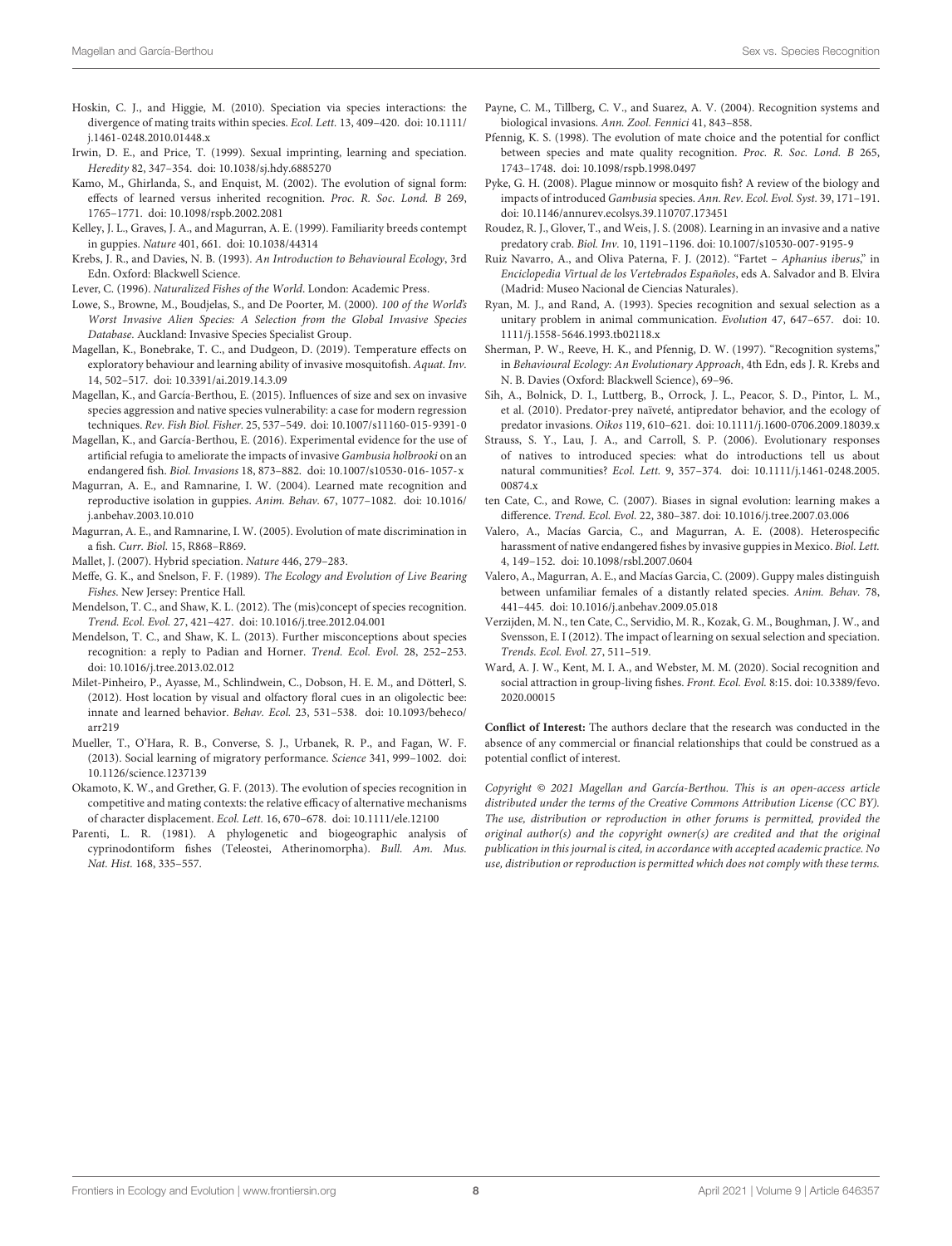Hoskin, C. J., and Higgie, M. (2010). Speciation via species interactions: the divergence of mating traits within species. *Ecol. Lett.* 13, 409–420. doi: 10.1111/j.1461-0248.2010.01448.x

Irwin, D. E., and Price, T. (1999). Sexual imprinting, learning and speciation. *Heredity* 82, 347–354. doi: 10.1038/sj.hdy.6885270

Kamo, M., Ghirlanda, S., and Enquist, M. (2002). The evolution of signal form: effects of learned versus inherited recognition. *Proc. R. Soc. Lond. B* 269, 1765–1771. doi: 10.1098/rspb.2002.2081

Kelley, J. L., Graves, J. A., and Magurran, A. E. (1999). Familiarity breeds contempt in guppies. *Nature* 401, 661. doi: 10.1038/44314

Krebs, J. R., and Davies, N. B. (1993). *An Introduction to Behavioural Ecology*, 3rd Edn. Oxford: Blackwell Science.

Lever, C. (1996). *Naturalized Fishes of the World*. London: Academic Press.

Lowe, S., Browne, M., Boudjelas, S., and De Poorter, M. (2000). *100 of the World's Worst Invasive Alien Species: A Selection from the Global Invasive Species Database*. Auckland: Invasive Species Specialist Group.

Magellan, K., Bonebrake, T. C., and Dudgeon, D. (2019). Temperature effects on exploratory behaviour and learning ability of invasive mosquitofish. *Aquat. Inv.* 14, 502–517. doi: 10.3391/ai.2019.14.3.09

Magellan, K., and García-Berthou, E. (2015). Influences of size and sex on invasive species aggression and native species vulnerability: a case for modern regression techniques. *Rev. Fish Biol. Fisher.* 25, 537–549. doi: 10.1007/s11160-015-9391-0

Magellan, K., and García-Berthou, E. (2016). Experimental evidence for the use of artificial refugia to ameliorate the impacts of invasive *Gambusia holbrooki* on an endangered fish. *Biol. Invasions* 18, 873–882. doi: 10.1007/s10530-016-1057-x

Magurran, A. E., and Ramnarine, I. W. (2004). Learned mate recognition and reproductive isolation in guppies. *Anim. Behav.* 67, 1077–1082. doi: 10.1016/j.anbehav.2003.10.010

Magurran, A. E., and Ramnarine, I. W. (2005). Evolution of mate discrimination in a fish. *Curr. Biol.* 15, R868–R869.

Mallet, J. (2007). Hybrid speciation. *Nature* 446, 279–283.

Meffe, G. K., and Snelson, F. F. (1989). *The Ecology and Evolution of Live Bearing Fishes*. New Jersey: Prentice Hall.

Mendelson, T. C., and Shaw, K. L. (2012). The (mis)concept of species recognition. *Trend. Ecol. Evol.* 27, 421–427. doi: 10.1016/j.tree.2012.04.001

Mendelson, T. C., and Shaw, K. L. (2013). Further misconceptions about species recognition: a reply to Padian and Horner. *Trend. Ecol. Evol.* 28, 252–253. doi: 10.1016/j.tree.2013.02.012

Milet-Pinheiro, P., Ayasse, M., Schlindwein, C., Dobson, H. E. M., and Dötterl, S. (2012). Host location by visual and olfactory floral cues in an oligolectic bee: innate and learned behavior. *Behav. Ecol.* 23, 531–538. doi: 10.1093/beheco/arr219

Mueller, T., O'Hara, R. B., Converse, S. J., Urbanek, R. P., and Fagan, W. F. (2013). Social learning of migratory performance. *Science* 341, 999–1002. doi: 10.1126/science.1237139

Okamoto, K. W., and Grether, G. F. (2013). The evolution of species recognition in competitive and mating contexts: the relative efficacy of alternative mechanisms of character displacement. *Ecol. Lett.* 16, 670–678. doi: 10.1111/ele.12100

Parenti, L. R. (1981). A phylogenetic and biogeographic analysis of cyprinodontiform fishes (Teleostei, Atherinomorpha). *Bull. Am. Mus. Nat. Hist.* 168, 335–557.

Payne, C. M., Tillberg, C. V., and Suarez, A. V. (2004). Recognition systems and biological invasions. *Ann. Zool. Fennici* 41, 843–858.

Pfennig, K. S. (1998). The evolution of mate choice and the potential for conflict between species and mate quality recognition. *Proc. R. Soc. Lond. B* 265, 1743–1748. doi: 10.1098/rspb.1998.0497

Pyke, G. H. (2008). Plague minnow or mosquito fish? A review of the biology and impacts of introduced *Gambusia* species. *Ann. Rev. Ecol. Evol. Syst.* 39, 171–191. doi: 10.1146/annurev.ecolsys.39.110707.173451

Roudez, R. J., Glover, T., and Weis, J. S. (2008). Learning in an invasive and a native predatory crab. *Biol. Inv.* 10, 1191–1196. doi: 10.1007/s10530-007-9195-9

Ruiz Navarro, A., and Oliva Paterna, F. J. (2012). "Fartet – *Aphanius iberus*," in *Enciclopedia Virtual de los Vertebrados Españoles*, eds A. Salvador and B. Elvira (Madrid: Museo Nacional de Ciencias Naturales).

Ryan, M. J., and Rand, A. (1993). Species recognition and sexual selection as a unitary problem in animal communication. *Evolution* 47, 647–657. doi: 10.1111/j.1558-5646.1993.tb02118.x

Sherman, P. W., Reeve, H. K., and Pfennig, D. W. (1997). "Recognition systems," in *Behavioural Ecology: An Evolutionary Approach*, 4th Edn, eds J. R. Krebs and N. B. Davies (Oxford: Blackwell Science), 69–96.

Sih, A., Bolnick, D. I., Luttberg, B., Orrock, J. L., Peacor, S. D., Pintor, L. M., et al. (2010). Predator-prey naïveté, antipredator behavior, and the ecology of predator invasions. *Oikos* 119, 610–621. doi: 10.1111/j.1600-0706.2009.18039.x

Strauss, S. Y., Lau, J. A., and Carroll, S. P. (2006). Evolutionary responses of natives to introduced species: what do introductions tell us about natural communities? *Ecol. Lett.* 9, 357–374. doi: 10.1111/j.1461-0248.2005.00874.x

ten Cate, C., and Rowe, C. (2007). Biases in signal evolution: learning makes a difference. *Trend. Ecol. Evol.* 22, 380–387. doi: 10.1016/j.tree.2007.03.006

Valero, A., Macías Garcia, C., and Magurran, A. E. (2008). Heterospecific harassment of native endangered fishes by invasive guppies in Mexico. *Biol. Lett.* 4, 149–152. doi: 10.1098/rsbl.2007.0604

Valero, A., Magurran, A. E., and Macías Garcia, C. (2009). Guppy males distinguish between unfamiliar females of a distantly related species. *Anim. Behav.* 78, 441–445. doi: 10.1016/j.anbehav.2009.05.018

Verzijden, M. N., ten Cate, C., Servidio, M. R., Kozak, G. M., Boughman, J. W., and Svensson, E. I (2012). The impact of learning on sexual selection and speciation. *Trends. Ecol. Evol.* 27, 511–519.

Ward, A. J. W., Kent, M. I. A., and Webster, M. M. (2020). Social recognition and social attraction in group-living fishes. *Front. Ecol. Evol.* 8:15. doi: 10.3389/fevo.2020.00015

**Conflict of Interest:** The authors declare that the research was conducted in the absence of any commercial or financial relationships that could be construed as a potential conflict of interest.

*Copyright © 2021 Magellan and García-Berthou. This is an open-access article distributed under the terms of the Creative Commons Attribution License (CC BY). The use, distribution or reproduction in other forums is permitted, provided the original author(s) and the copyright owner(s) are credited and that the original publication in this journal is cited, in accordance with accepted academic practice. No use, distribution or reproduction is permitted which does not comply with these terms.*